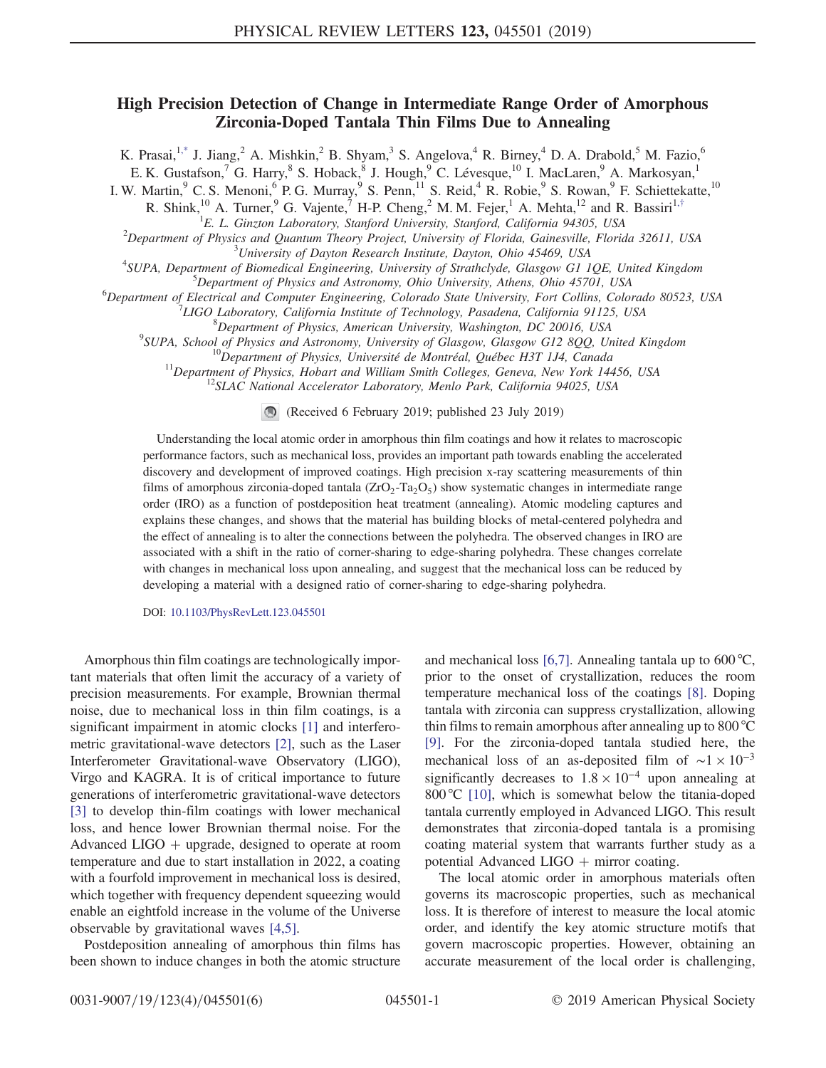# High Precision Detection of Change in Intermediate Range Order of Amorphous Zirconia-Doped Tantala Thin Films Due to Annealing

K. Prasai,[1,*] J. Jiang,[2] A. Mishkin,[2] B. Shyam,[3] S. Angelova,[4] R. Birney,[4] D. A. Drabold,[5] M. Fazio,[6] E. K. Gustafson,[7] G. Harry,[8] S. Hoback,[8] J. Hough,[9] C. Lévesque,[10] I. MacLaren,[9] A. Markosyan,[1] I. W. Martin,[9] C. S. Menoni,[6] P. G. Murray,[9] S. Penn,[11] S. Reid,[4] R. Robie,[9] S. Rowan,[9] F. Schiettekatte,[10] R. Shink,[10] A. Turner,[9] G. Vajente,[7] H-P. Cheng,[2] M. M. Fejer,[1] A. Mehta,[12] and R. Bassiri[1,†]

[1]E. L. Ginzton Laboratory, Stanford University, Stanford, California 94305, USA
[2]Department of Physics and Quantum Theory Project, University of Florida, Gainesville, Florida 32611, USA
[3]University of Dayton Research Institute, Dayton, Ohio 45469, USA
[4]SUPA, Department of Biomedical Engineering, University of Strathclyde, Glasgow G1 1QE, United Kingdom
[5]Department of Physics and Astronomy, Ohio University, Athens, Ohio 45701, USA
[6]Department of Electrical and Computer Engineering, Colorado State University, Fort Collins, Colorado 80523, USA
[7]LIGO Laboratory, California Institute of Technology, Pasadena, California 91125, USA
[8]Department of Physics, American University, Washington, DC 20016, USA
[9]SUPA, School of Physics and Astronomy, University of Glasgow, Glasgow G12 8QQ, United Kingdom
[10]Department of Physics, Université de Montréal, Québec H3T 1J4, Canada
[11]Department of Physics, Hobart and William Smith Colleges, Geneva, New York 14456, USA
[12]SLAC National Accelerator Laboratory, Menlo Park, California 94025, USA

(Received 6 February 2019; published 23 July 2019)

Understanding the local atomic order in amorphous thin film coatings and how it relates to macroscopic performance factors, such as mechanical loss, provides an important path towards enabling the accelerated discovery and development of improved coatings. High precision x-ray scattering measurements of thin films of amorphous zirconia-doped tantala ($ZrO_2$-$Ta_2O_5$) show systematic changes in intermediate range order (IRO) as a function of postdeposition heat treatment (annealing). Atomic modeling captures and explains these changes, and shows that the material has building blocks of metal-centered polyhedra and the effect of annealing is to alter the connections between the polyhedra. The observed changes in IRO are associated with a shift in the ratio of corner-sharing to edge-sharing polyhedra. These changes correlate with changes in mechanical loss upon annealing, and suggest that the mechanical loss can be reduced by developing a material with a designed ratio of corner-sharing to edge-sharing polyhedra.

DOI: 10.1103/PhysRevLett.123.045501

Amorphous thin film coatings are technologically important materials that often limit the accuracy of a variety of precision measurements. For example, Brownian thermal noise, due to mechanical loss in thin film coatings, is a significant impairment in atomic clocks [1] and interferometric gravitational-wave detectors [2], such as the Laser Interferometer Gravitational-wave Observatory (LIGO), Virgo and KAGRA. It is of critical importance to future generations of interferometric gravitational-wave detectors [3] to develop thin-film coatings with lower mechanical loss, and hence lower Brownian thermal noise. For the Advanced LIGO + upgrade, designed to operate at room temperature and due to start installation in 2022, a coating with a fourfold improvement in mechanical loss is desired, which together with frequency dependent squeezing would enable an eightfold increase in the volume of the Universe observable by gravitational waves [4,5].

Postdeposition annealing of amorphous thin films has been shown to induce changes in both the atomic structure and mechanical loss [6,7]. Annealing tantala up to 600 °C, prior to the onset of crystallization, reduces the room temperature mechanical loss of the coatings [8]. Doping tantala with zirconia can suppress crystallization, allowing thin films to remain amorphous after annealing up to 800 °C [9]. For the zirconia-doped tantala studied here, the mechanical loss of an as-deposited film of $\sim 1 \times 10^{-3}$ significantly decreases to $1.8 \times 10^{-4}$ upon annealing at 800 °C [10], which is somewhat below the titania-doped tantala currently employed in Advanced LIGO. This result demonstrates that zirconia-doped tantala is a promising coating material system that warrants further study as a potential Advanced LIGO + mirror coating.

The local atomic order in amorphous materials often governs its macroscopic properties, such as mechanical loss. It is therefore of interest to measure the local atomic order, and identify the key atomic structure motifs that govern macroscopic properties. However, obtaining an accurate measurement of the local order is challenging,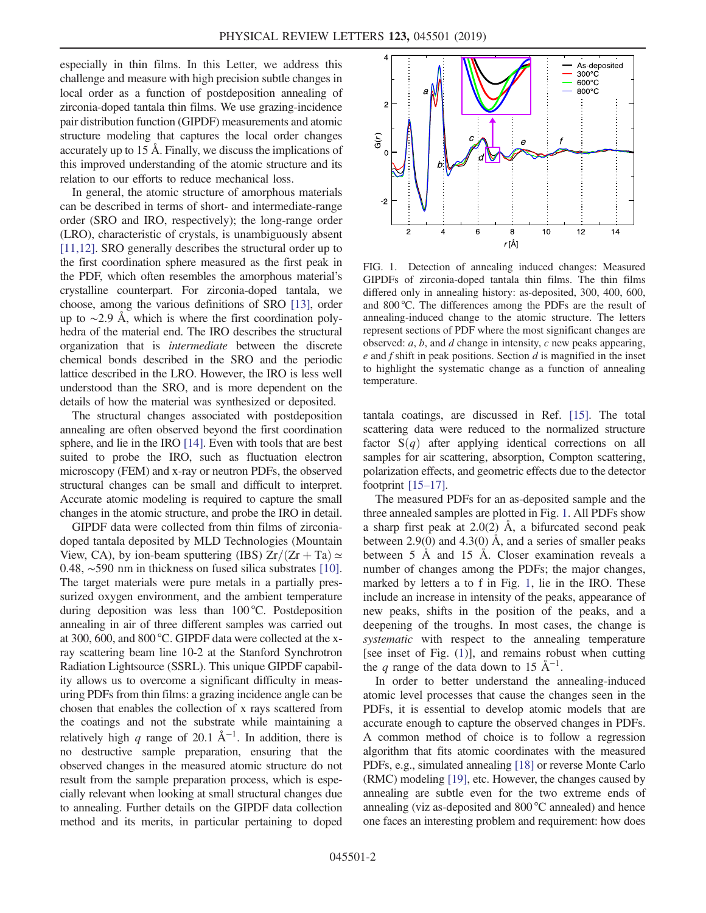especially in thin films. In this Letter, we address this challenge and measure with high precision subtle changes in local order as a function of postdeposition annealing of zirconia-doped tantala thin films. We use grazing-incidence pair distribution function (GIPDF) measurements and atomic structure modeling that captures the local order changes accurately up to 15 Å. Finally, we discuss the implications of this improved understanding of the atomic structure and its relation to our efforts to reduce mechanical loss.

In general, the atomic structure of amorphous materials can be described in terms of short- and intermediate-range order (SRO and IRO, respectively); the long-range order (LRO), characteristic of crystals, is unambiguously absent [11,12]. SRO generally describes the structural order up to the first coordination sphere measured as the first peak in the PDF, which often resembles the amorphous material's crystalline counterpart. For zirconia-doped tantala, we choose, among the various definitions of SRO [13], order up to ~2.9 Å, which is where the first coordination polyhedra of the material end. The IRO describes the structural organization that is *intermediate* between the discrete chemical bonds described in the SRO and the periodic lattice described in the LRO. However, the IRO is less well understood than the SRO, and is more dependent on the details of how the material was synthesized or deposited.

The structural changes associated with postdeposition annealing are often observed beyond the first coordination sphere, and lie in the IRO [14]. Even with tools that are best suited to probe the IRO, such as fluctuation electron microscopy (FEM) and x-ray or neutron PDFs, the observed structural changes can be small and difficult to interpret. Accurate atomic modeling is required to capture the small changes in the atomic structure, and probe the IRO in detail.

GIPDF data were collected from thin films of zirconia-doped tantala deposited by MLD Technologies (Mountain View, CA), by ion-beam sputtering (IBS) $Zr/(Zr + Ta) \simeq 0.48$, ~590 nm in thickness on fused silica substrates [10]. The target materials were pure metals in a partially pressurized oxygen environment, and the ambient temperature during deposition was less than 100 °C. Postdeposition annealing in air of three different samples was carried out at 300, 600, and 800 °C. GIPDF data were collected at the x-ray scattering beam line 10-2 at the Stanford Synchrotron Radiation Lightsource (SSRL). This unique GIPDF capability allows us to overcome a significant difficulty in measuring PDFs from thin films: a grazing incidence angle can be chosen that enables the collection of x rays scattered from the coatings and not the substrate while maintaining a relatively high $q$ range of 20.1 Å$^{-1}$. In addition, there is no destructive sample preparation, ensuring that the observed changes in the measured atomic structure do not result from the sample preparation process, which is especially relevant when looking at small structural changes due to annealing. Further details on the GIPDF data collection method and its merits, in particular pertaining to doped

4
2
0
-2
$G(r)$
2 4 6 8 10 12 14
$r$ [Å]
a b c d e f
As-deposited
300°C
600°C
800°C

FIG. 1. Detection of annealing induced changes: Measured GIPDFs of zirconia-doped tantala thin films. The thin films differed only in annealing history: as-deposited, 300, 400, 600, and 800 °C. The differences among the PDFs are the result of annealing-induced change to the atomic structure. The letters represent sections of PDF where the most significant changes are observed: *a*, *b*, and *d* change in intensity, *c* new peaks appearing, *e* and *f* shift in peak positions. Section *d* is magnified in the inset to highlight the systematic change as a function of annealing temperature.

tantala coatings, are discussed in Ref. [15]. The total scattering data were reduced to the normalized structure factor $S(q)$ after applying identical corrections on all samples for air scattering, absorption, Compton scattering, polarization effects, and geometric effects due to the detector footprint [15–17].

The measured PDFs for an as-deposited sample and the three annealed samples are plotted in Fig. 1. All PDFs show a sharp first peak at 2.0(2) Å, a bifurcated second peak between 2.9(0) and 4.3(0) Å, and a series of smaller peaks between 5 Å and 15 Å. Closer examination reveals a number of changes among the PDFs; the major changes, marked by letters a to f in Fig. 1, lie in the IRO. These include an increase in intensity of the peaks, appearance of new peaks, shifts in the position of the peaks, and a deepening of the troughs. In most cases, the change is *systematic* with respect to the annealing temperature [see inset of Fig. (1)], and remains robust when cutting the $q$ range of the data down to 15 Å$^{-1}$.

In order to better understand the annealing-induced atomic level processes that cause the changes seen in the PDFs, it is essential to develop atomic models that are accurate enough to capture the observed changes in PDFs. A common method of choice is to follow a regression algorithm that fits atomic coordinates with the measured PDFs, e.g., simulated annealing [18] or reverse Monte Carlo (RMC) modeling [19], etc. However, the changes caused by annealing are subtle even for the two extreme ends of annealing (viz as-deposited and 800 °C annealed) and hence one faces an interesting problem and requirement: how does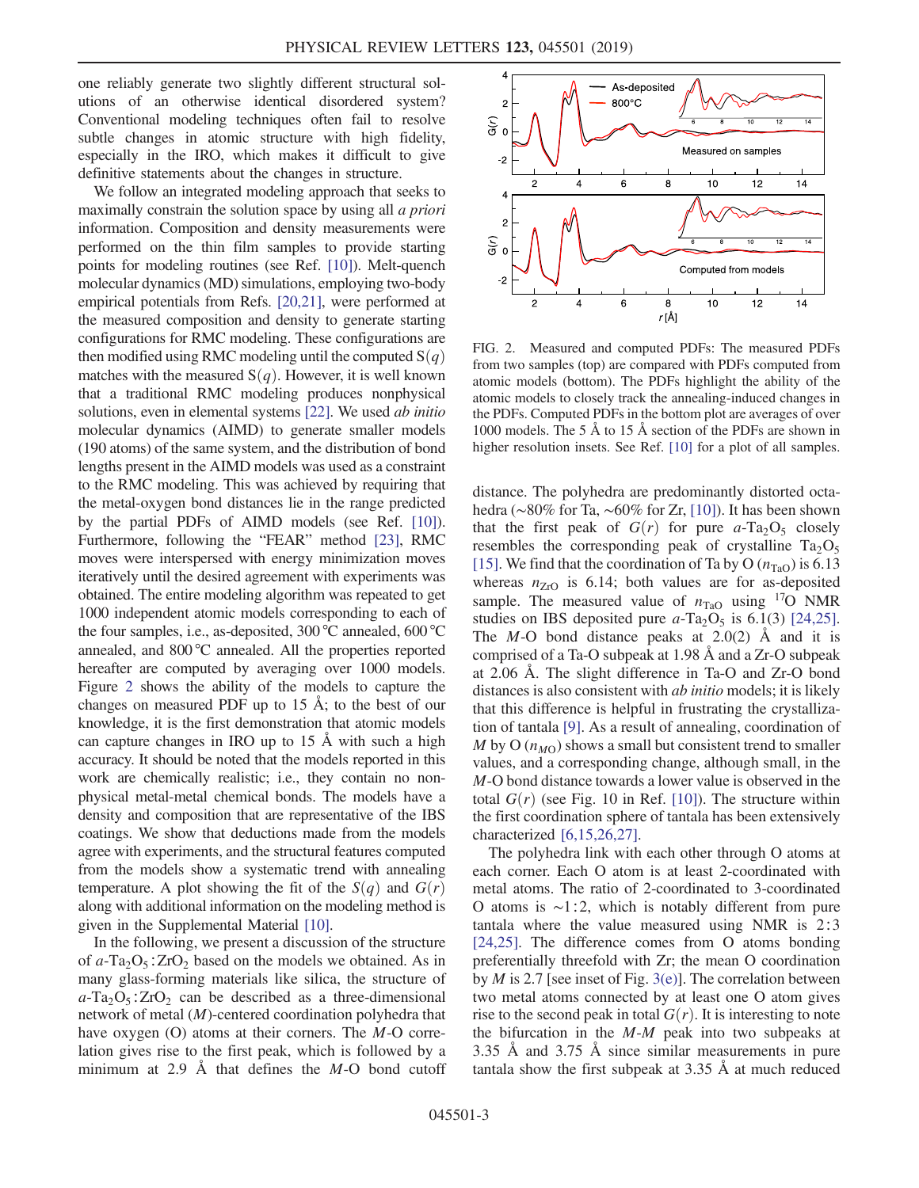one reliably generate two slightly different structural solutions of an otherwise identical disordered system? Conventional modeling techniques often fail to resolve subtle changes in atomic structure with high fidelity, especially in the IRO, which makes it difficult to give definitive statements about the changes in structure.

We follow an integrated modeling approach that seeks to maximally constrain the solution space by using all *a priori* information. Composition and density measurements were performed on the thin film samples to provide starting points for modeling routines (see Ref. [10]). Melt-quench molecular dynamics (MD) simulations, employing two-body empirical potentials from Refs. [20,21], were performed at the measured composition and density to generate starting configurations for RMC modeling. These configurations are then modified using RMC modeling until the computed $S(q)$ matches with the measured $S(q)$. However, it is well known that a traditional RMC modeling produces nonphysical solutions, even in elemental systems [22]. We used *ab initio* molecular dynamics (AIMD) to generate smaller models (190 atoms) of the same system, and the distribution of bond lengths present in the AIMD models was used as a constraint to the RMC modeling. This was achieved by requiring that the metal-oxygen bond distances lie in the range predicted by the partial PDFs of AIMD models (see Ref. [10]). Furthermore, following the "FEAR" method [23], RMC moves were interspersed with energy minimization moves iteratively until the desired agreement with experiments was obtained. The entire modeling algorithm was repeated to get 1000 independent atomic models corresponding to each of the four samples, i.e., as-deposited, 300 °C annealed, 600 °C annealed, and 800 °C annealed. All the properties reported hereafter are computed by averaging over 1000 models. Figure 2 shows the ability of the models to capture the changes on measured PDF up to 15 Å; to the best of our knowledge, it is the first demonstration that atomic models can capture changes in IRO up to 15 Å with such a high accuracy. It should be noted that the models reported in this work are chemically realistic; i.e., they contain no nonphysical metal-metal chemical bonds. The models have a density and composition that are representative of the IBS coatings. We show that deductions made from the models agree with experiments, and the structural features computed from the models show a systematic trend with annealing temperature. A plot showing the fit of the $S(q)$ and $G(r)$ along with additional information on the modeling method is given in the Supplemental Material [10].

In the following, we present a discussion of the structure of $a$-$Ta_2O_5:ZrO_2$ based on the models we obtained. As in many glass-forming materials like silica, the structure of $a$-$Ta_2O_5:ZrO_2$ can be described as a three-dimensional network of metal ($M$)-centered coordination polyhedra that have oxygen (O) atoms at their corners. The $M$-O correlation gives rise to the first peak, which is followed by a minimum at 2.9 Å that defines the $M$-O bond cutoff

As-deposited
800°C
G(r)
Measured on samples
Computed from models
r [Å]

FIG. 2. Measured and computed PDFs: The measured PDFs from two samples (top) are compared with PDFs computed from atomic models (bottom). The PDFs highlight the ability of the atomic models to closely track the annealing-induced changes in the PDFs. Computed PDFs in the bottom plot are averages of over 1000 models. The 5 Å to 15 Å section of the PDFs are shown in higher resolution insets. See Ref. [10] for a plot of all samples.

distance. The polyhedra are predominantly distorted octahedra (~80% for Ta, ~60% for Zr, [10]). It has been shown that the first peak of $G(r)$ for pure $a$-$Ta_2O_5$ closely resembles the corresponding peak of crystalline $Ta_2O_5$ [15]. We find that the coordination of Ta by O ($n_{TaO}$) is 6.13 whereas $n_{ZrO}$ is 6.14; both values are for as-deposited sample. The measured value of $n_{TaO}$ using $^{17}O$ NMR studies on IBS deposited pure $a$-$Ta_2O_5$ is 6.1(3) [24,25]. The $M$-O bond distance peaks at 2.0(2) Å and it is comprised of a Ta-O subpeak at 1.98 Å and a Zr-O subpeak at 2.06 Å. The slight difference in Ta-O and Zr-O bond distances is also consistent with *ab initio* models; it is likely that this difference is helpful in frustrating the crystallization of tantala [9]. As a result of annealing, coordination of $M$ by O ($n_{MO}$) shows a small but consistent trend to smaller values, and a corresponding change, although small, in the $M$-O bond distance towards a lower value is observed in the total $G(r)$ (see Fig. 10 in Ref. [10]). The structure within the first coordination sphere of tantala has been extensively characterized [6,15,26,27].

The polyhedra link with each other through O atoms at each corner. Each O atom is at least 2-coordinated with metal atoms. The ratio of 2-coordinated to 3-coordinated O atoms is ~1:2, which is notably different from pure tantala where the value measured using NMR is 2:3 [24,25]. The difference comes from O atoms bonding preferentially threefold with Zr; the mean O coordination by $M$ is 2.7 [see inset of Fig. 3(e)]. The correlation between two metal atoms connected by at least one O atom gives rise to the second peak in total $G(r)$. It is interesting to note the bifurcation in the $M$-$M$ peak into two subpeaks at 3.35 Å and 3.75 Å since similar measurements in pure tantala show the first subpeak at 3.35 Å at much reduced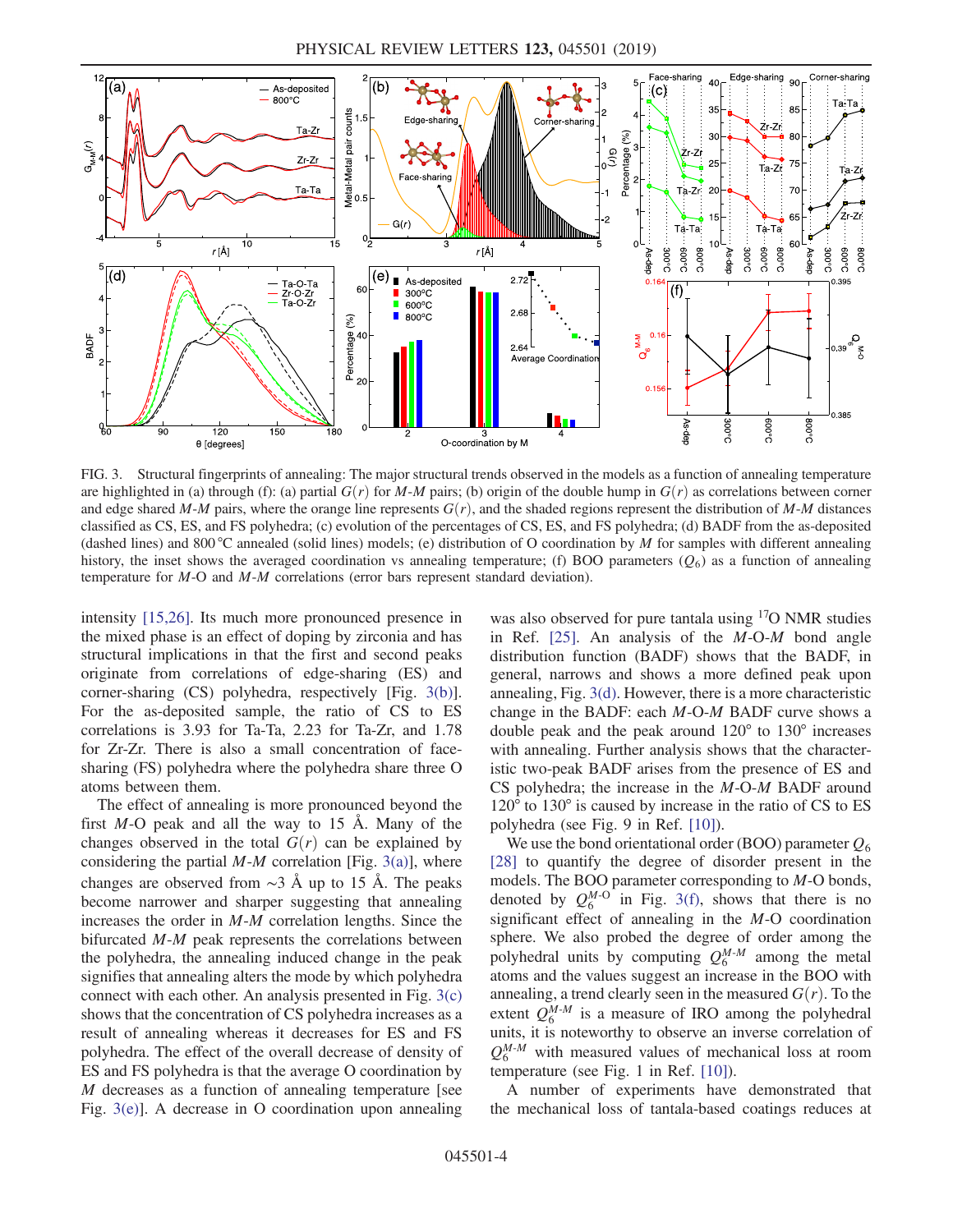(a)

$G_{MM}(r)$

As-deposited

800°C

Ta-Zr

Zr-Zr

Ta-Ta

$r$ [Å]

(b)

Metal-Metal pair counts

Edge-sharing

Corner-sharing

Face-sharing

G(r)

$r$ [Å]

(c)

Face-sharing

Edge-sharing

Corner-sharing

Percentage (%)

Zr-Zr

Ta-Zr

Ta-Ta

As-dep 300°C 600°C 800°C

(d)

BADF

Ta-O-Ta

Zr-O-Zr

Ta-O-Zr

θ [degrees]

(e)

Percentage (%)

As-deposited

300°C

600°C

800°C

Average Coordination

O-coordination by M

(f)

$Q_6^{M-M}$

$Q_6^{M-O}$

As-dep 300°C 600°C 800°C

FIG. 3. Structural fingerprints of annealing: The major structural trends observed in the models as a function of annealing temperature are highlighted in (a) through (f): (a) partial $G(r)$ for $M$-$M$ pairs; (b) origin of the double hump in $G(r)$ as correlations between corner and edge shared $M$-$M$ pairs, where the orange line represents $G(r)$, and the shaded regions represent the distribution of $M$-$M$ distances classified as CS, ES, and FS polyhedra; (c) evolution of the percentages of CS, ES, and FS polyhedra; (d) BADF from the as-deposited (dashed lines) and 800 °C annealed (solid lines) models; (e) distribution of O coordination by $M$ for samples with different annealing history, the inset shows the averaged coordination vs annealing temperature; (f) BOO parameters ($Q_6$) as a function of annealing temperature for $M$-O and $M$-$M$ correlations (error bars represent standard deviation).

intensity [15,26]. Its much more pronounced presence in the mixed phase is an effect of doping by zirconia and has structural implications in that the first and second peaks originate from correlations of edge-sharing (ES) and corner-sharing (CS) polyhedra, respectively [Fig. 3(b)]. For the as-deposited sample, the ratio of CS to ES correlations is 3.93 for Ta-Ta, 2.23 for Ta-Zr, and 1.78 for Zr-Zr. There is also a small concentration of face-sharing (FS) polyhedra where the polyhedra share three O atoms between them.

The effect of annealing is more pronounced beyond the first $M$-O peak and all the way to 15 Å. Many of the changes observed in the total $G(r)$ can be explained by considering the partial $M$-$M$ correlation [Fig. 3(a)], where changes are observed from ~3 Å up to 15 Å. The peaks become narrower and sharper suggesting that annealing increases the order in $M$-$M$ correlation lengths. Since the bifurcated $M$-$M$ peak represents the correlations between the polyhedra, the annealing induced change in the peak signifies that annealing alters the mode by which polyhedra connect with each other. An analysis presented in Fig. 3(c) shows that the concentration of CS polyhedra increases as a result of annealing whereas it decreases for ES and FS polyhedra. The effect of the overall decrease of density of ES and FS polyhedra is that the average O coordination by $M$ decreases as a function of annealing temperature [see Fig. 3(e)]. A decrease in O coordination upon annealing was also observed for pure tantala using $^{17}$O NMR studies in Ref. [25]. An analysis of the $M$-O-$M$ bond angle distribution function (BADF) shows that the BADF, in general, narrows and shows a more defined peak upon annealing, Fig. 3(d). However, there is a more characteristic change in the BADF: each $M$-O-$M$ BADF curve shows a double peak and the peak around 120° to 130° increases with annealing. Further analysis shows that the characteristic two-peak BADF arises from the presence of ES and CS polyhedra; the increase in the $M$-O-$M$ BADF around 120° to 130° is caused by increase in the ratio of CS to ES polyhedra (see Fig. 9 in Ref. [10]).

We use the bond orientational order (BOO) parameter $Q_6$ [28] to quantify the degree of disorder present in the models. The BOO parameter corresponding to $M$-O bonds, denoted by $Q_6^{M\text{-}O}$ in Fig. 3(f), shows that there is no significant effect of annealing in the $M$-O coordination sphere. We also probed the degree of order among the polyhedral units by computing $Q_6^{M\text{-}M}$ among the metal atoms and the values suggest an increase in the BOO with annealing, a trend clearly seen in the measured $G(r)$. To the extent $Q_6^{M\text{-}M}$ is a measure of IRO among the polyhedral units, it is noteworthy to observe an inverse correlation of $Q_6^{M\text{-}M}$ with measured values of mechanical loss at room temperature (see Fig. 1 in Ref. [10]).

A number of experiments have demonstrated that the mechanical loss of tantala-based coatings reduces at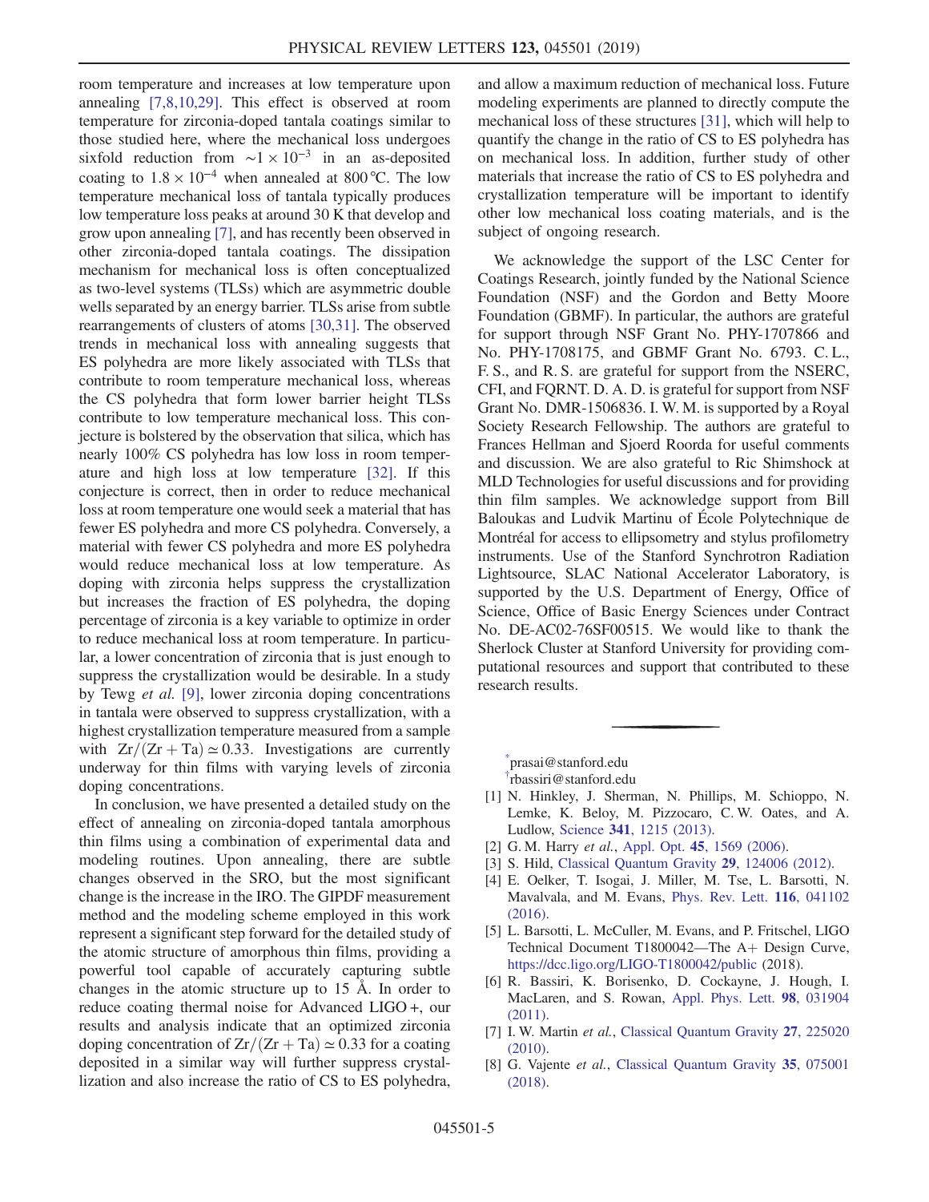room temperature and increases at low temperature upon annealing [7,8,10,29]. This effect is observed at room temperature for zirconia-doped tantala coatings similar to those studied here, where the mechanical loss undergoes sixfold reduction from $\sim 1 \times 10^{-3}$ in an as-deposited coating to $1.8 \times 10^{-4}$ when annealed at 800 °C. The low temperature mechanical loss of tantala typically produces low temperature loss peaks at around 30 K that develop and grow upon annealing [7], and has recently been observed in other zirconia-doped tantala coatings. The dissipation mechanism for mechanical loss is often conceptualized as two-level systems (TLSs) which are asymmetric double wells separated by an energy barrier. TLSs arise from subtle rearrangements of clusters of atoms [30,31]. The observed trends in mechanical loss with annealing suggests that ES polyhedra are more likely associated with TLSs that contribute to room temperature mechanical loss, whereas the CS polyhedra that form lower barrier height TLSs contribute to low temperature mechanical loss. This conjecture is bolstered by the observation that silica, which has nearly 100% CS polyhedra has low loss in room temperature and high loss at low temperature [32]. If this conjecture is correct, then in order to reduce mechanical loss at room temperature one would seek a material that has fewer ES polyhedra and more CS polyhedra. Conversely, a material with fewer CS polyhedra and more ES polyhedra would reduce mechanical loss at low temperature. As doping with zirconia helps suppress the crystallization but increases the fraction of ES polyhedra, the doping percentage of zirconia is a key variable to optimize in order to reduce mechanical loss at room temperature. In particular, a lower concentration of zirconia that is just enough to suppress the crystallization would be desirable. In a study by Tewg *et al.* [9], lower zirconia doping concentrations in tantala were observed to suppress crystallization, with a highest crystallization temperature measured from a sample with $\mathrm{Zr}/(\mathrm{Zr}+\mathrm{Ta}) \simeq 0.33$. Investigations are currently underway for thin films with varying levels of zirconia doping concentrations.

In conclusion, we have presented a detailed study on the effect of annealing on zirconia-doped tantala amorphous thin films using a combination of experimental data and modeling routines. Upon annealing, there are subtle changes observed in the SRO, but the most significant change is the increase in the IRO. The GIPDF measurement method and the modeling scheme employed in this work represent a significant step forward for the detailed study of the atomic structure of amorphous thin films, providing a powerful tool capable of accurately capturing subtle changes in the atomic structure up to 15 Å. In order to reduce coating thermal noise for Advanced LIGO +, our results and analysis indicate that an optimized zirconia doping concentration of $\mathrm{Zr}/(\mathrm{Zr}+\mathrm{Ta}) \simeq 0.33$ for a coating deposited in a similar way will further suppress crystallization and also increase the ratio of CS to ES polyhedra, and allow a maximum reduction of mechanical loss. Future modeling experiments are planned to directly compute the mechanical loss of these structures [31], which will help to quantify the change in the ratio of CS to ES polyhedra has on mechanical loss. In addition, further study of other materials that increase the ratio of CS to ES polyhedra and crystallization temperature will be important to identify other low mechanical loss coating materials, and is the subject of ongoing research.

We acknowledge the support of the LSC Center for Coatings Research, jointly funded by the National Science Foundation (NSF) and the Gordon and Betty Moore Foundation (GBMF). In particular, the authors are grateful for support through NSF Grant No. PHY-1707866 and No. PHY-1708175, and GBMF Grant No. 6793. C. L., F. S., and R. S. are grateful for support from the NSERC, CFI, and FQRNT. D. A. D. is grateful for support from NSF Grant No. DMR-1506836. I. W. M. is supported by a Royal Society Research Fellowship. The authors are grateful to Frances Hellman and Sjoerd Roorda for useful comments and discussion. We are also grateful to Ric Shimshock at MLD Technologies for useful discussions and for providing thin film samples. We acknowledge support from Bill Baloukas and Ludvik Martinu of École Polytechnique de Montréal for access to ellipsometry and stylus profilometry instruments. Use of the Stanford Synchrotron Radiation Lightsource, SLAC National Accelerator Laboratory, is supported by the U.S. Department of Energy, Office of Science, Office of Basic Energy Sciences under Contract No. DE-AC02-76SF00515. We would like to thank the Sherlock Cluster at Stanford University for providing computational resources and support that contributed to these research results.

---

[*] prasai@stanford.edu

[†] rbassiri@stanford.edu

[1] N. Hinkley, J. Sherman, N. Phillips, M. Schioppo, N. Lemke, K. Beloy, M. Pizzocaro, C. W. Oates, and A. Ludlow, Science **341**, 1215 (2013).

[2] G. M. Harry *et al.*, Appl. Opt. **45**, 1569 (2006).

[3] S. Hild, Classical Quantum Gravity **29**, 124006 (2012).

[4] E. Oelker, T. Isogai, J. Miller, M. Tse, L. Barsotti, N. Mavalvala, and M. Evans, Phys. Rev. Lett. **116**, 041102 (2016).

[5] L. Barsotti, L. McCuller, M. Evans, and P. Fritschel, LIGO Technical Document T1800042—The A+ Design Curve, https://dcc.ligo.org/LIGO-T1800042/public (2018).

[6] R. Bassiri, K. Borisenko, D. Cockayne, J. Hough, I. MacLaren, and S. Rowan, Appl. Phys. Lett. **98**, 031904 (2011).

[7] I. W. Martin *et al.*, Classical Quantum Gravity **27**, 225020 (2010).

[8] G. Vajente *et al.*, Classical Quantum Gravity **35**, 075001 (2018).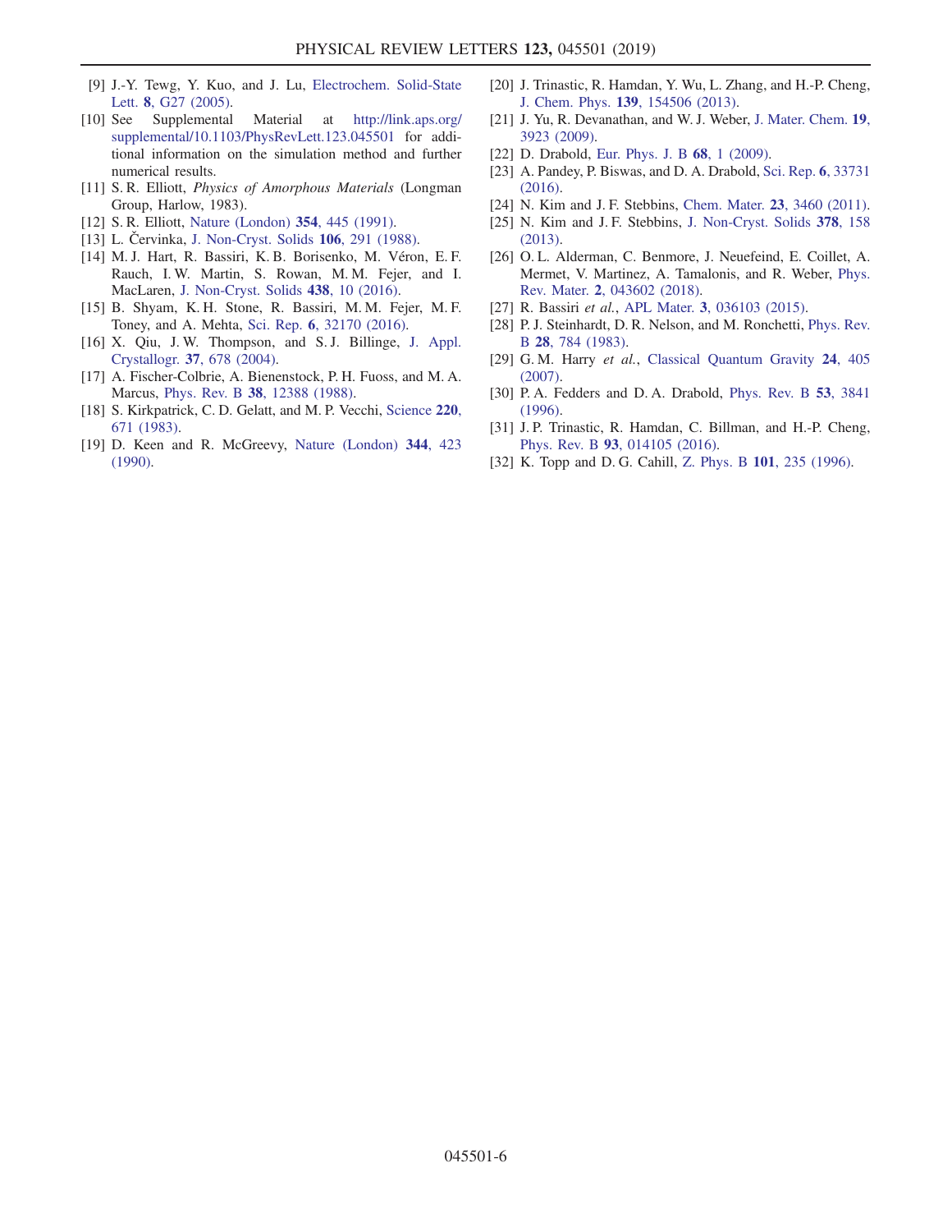[9] J.-Y. Tewg, Y. Kuo, and J. Lu, Electrochem. Solid-State Lett. **8**, G27 (2005).

[10] See Supplemental Material at http://link.aps.org/supplemental/10.1103/PhysRevLett.123.045501 for additional information on the simulation method and further numerical results.

[11] S. R. Elliott, *Physics of Amorphous Materials* (Longman Group, Harlow, 1983).

[12] S. R. Elliott, Nature (London) **354**, 445 (1991).

[13] L. Červinka, J. Non-Cryst. Solids **106**, 291 (1988).

[14] M. J. Hart, R. Bassiri, K. B. Borisenko, M. Véron, E. F. Rauch, I. W. Martin, S. Rowan, M. M. Fejer, and I. MacLaren, J. Non-Cryst. Solids **438**, 10 (2016).

[15] B. Shyam, K. H. Stone, R. Bassiri, M. M. Fejer, M. F. Toney, and A. Mehta, Sci. Rep. **6**, 32170 (2016).

[16] X. Qiu, J. W. Thompson, and S. J. Billinge, J. Appl. Crystallogr. **37**, 678 (2004).

[17] A. Fischer-Colbrie, A. Bienenstock, P. H. Fuoss, and M. A. Marcus, Phys. Rev. B **38**, 12388 (1988).

[18] S. Kirkpatrick, C. D. Gelatt, and M. P. Vecchi, Science **220**, 671 (1983).

[19] D. Keen and R. McGreevy, Nature (London) **344**, 423 (1990).

[20] J. Trinastic, R. Hamdan, Y. Wu, L. Zhang, and H.-P. Cheng, J. Chem. Phys. **139**, 154506 (2013).

[21] J. Yu, R. Devanathan, and W. J. Weber, J. Mater. Chem. **19**, 3923 (2009).

[22] D. Drabold, Eur. Phys. J. B **68**, 1 (2009).

[23] A. Pandey, P. Biswas, and D. A. Drabold, Sci. Rep. **6**, 33731 (2016).

[24] N. Kim and J. F. Stebbins, Chem. Mater. **23**, 3460 (2011).

[25] N. Kim and J. F. Stebbins, J. Non-Cryst. Solids **378**, 158 (2013).

[26] O. L. Alderman, C. Benmore, J. Neuefeind, E. Coillet, A. Mermet, V. Martinez, A. Tamalonis, and R. Weber, Phys. Rev. Mater. **2**, 043602 (2018).

[27] R. Bassiri *et al.*, APL Mater. **3**, 036103 (2015).

[28] P. J. Steinhardt, D. R. Nelson, and M. Ronchetti, Phys. Rev. B **28**, 784 (1983).

[29] G. M. Harry *et al.*, Classical Quantum Gravity **24**, 405 (2007).

[30] P. A. Fedders and D. A. Drabold, Phys. Rev. B **53**, 3841 (1996).

[31] J. P. Trinastic, R. Hamdan, C. Billman, and H.-P. Cheng, Phys. Rev. B **93**, 014105 (2016).

[32] K. Topp and D. G. Cahill, Z. Phys. B **101**, 235 (1996).